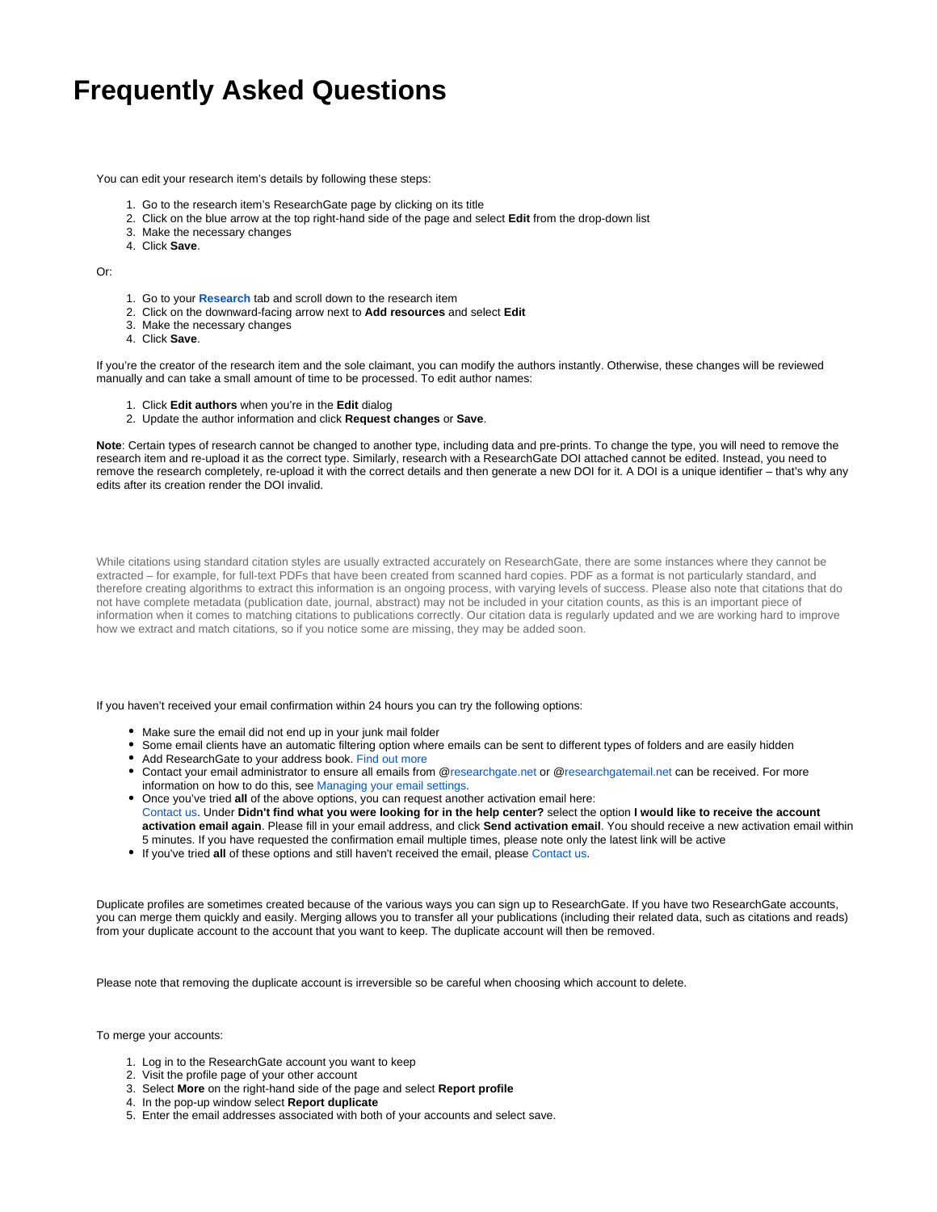# Frequently Asked Questions

You can edit your research item's details by following these steps:

1. Go to the research item's ResearchGate page by clicking on its title
2. Click on the blue arrow at the top right-hand side of the page and select **Edit** from the drop-down list
3. Make the necessary changes
4. Click **Save**.

Or:

1. Go to your **Research** tab and scroll down to the research item
2. Click on the downward-facing arrow next to **Add resources** and select **Edit**
3. Make the necessary changes
4. Click **Save**.

If you're the creator of the research item and the sole claimant, you can modify the authors instantly. Otherwise, these changes will be reviewed manually and can take a small amount of time to be processed. To edit author names:

1. Click **Edit authors** when you're in the **Edit** dialog
2. Update the author information and click **Request changes** or **Save**.

**Note**: Certain types of research cannot be changed to another type, including data and pre-prints. To change the type, you will need to remove the research item and re-upload it as the correct type. Similarly, research with a ResearchGate DOI attached cannot be edited. Instead, you need to remove the research completely, re-upload it with the correct details and then generate a new DOI for it. A DOI is a unique identifier – that's why any edits after its creation render the DOI invalid.

While citations using standard citation styles are usually extracted accurately on ResearchGate, there are some instances where they cannot be extracted – for example, for full-text PDFs that have been created from scanned hard copies. PDF as a format is not particularly standard, and therefore creating algorithms to extract this information is an ongoing process, with varying levels of success. Please also note that citations that do not have complete metadata (publication date, journal, abstract) may not be included in your citation counts, as this is an important piece of information when it comes to matching citations to publications correctly. Our citation data is regularly updated and we are working hard to improve how we extract and match citations, so if you notice some are missing, they may be added soon.

If you haven't received your email confirmation within 24 hours you can try the following options:

- Make sure the email did not end up in your junk mail folder
- Some email clients have an automatic filtering option where emails can be sent to different types of folders and are easily hidden
- Add ResearchGate to your address book. Find out more
- Contact your email administrator to ensure all emails from @researchgate.net or @researchgatemail.net can be received. For more information on how to do this, see Managing your email settings.
- Once you've tried **all** of the above options, you can request another activation email here: Contact us. Under **Didn't find what you were looking for in the help center?** select the option **I would like to receive the account activation email again**. Please fill in your email address, and click **Send activation email**. You should receive a new activation email within 5 minutes. If you have requested the confirmation email multiple times, please note only the latest link will be active
- If you've tried **all** of these options and still haven't received the email, please Contact us.

Duplicate profiles are sometimes created because of the various ways you can sign up to ResearchGate. If you have two ResearchGate accounts, you can merge them quickly and easily. Merging allows you to transfer all your publications (including their related data, such as citations and reads) from your duplicate account to the account that you want to keep. The duplicate account will then be removed.

Please note that removing the duplicate account is irreversible so be careful when choosing which account to delete.

To merge your accounts:

1. Log in to the ResearchGate account you want to keep
2. Visit the profile page of your other account
3. Select **More** on the right-hand side of the page and select **Report profile**
4. In the pop-up window select **Report duplicate**
5. Enter the email addresses associated with both of your accounts and select save.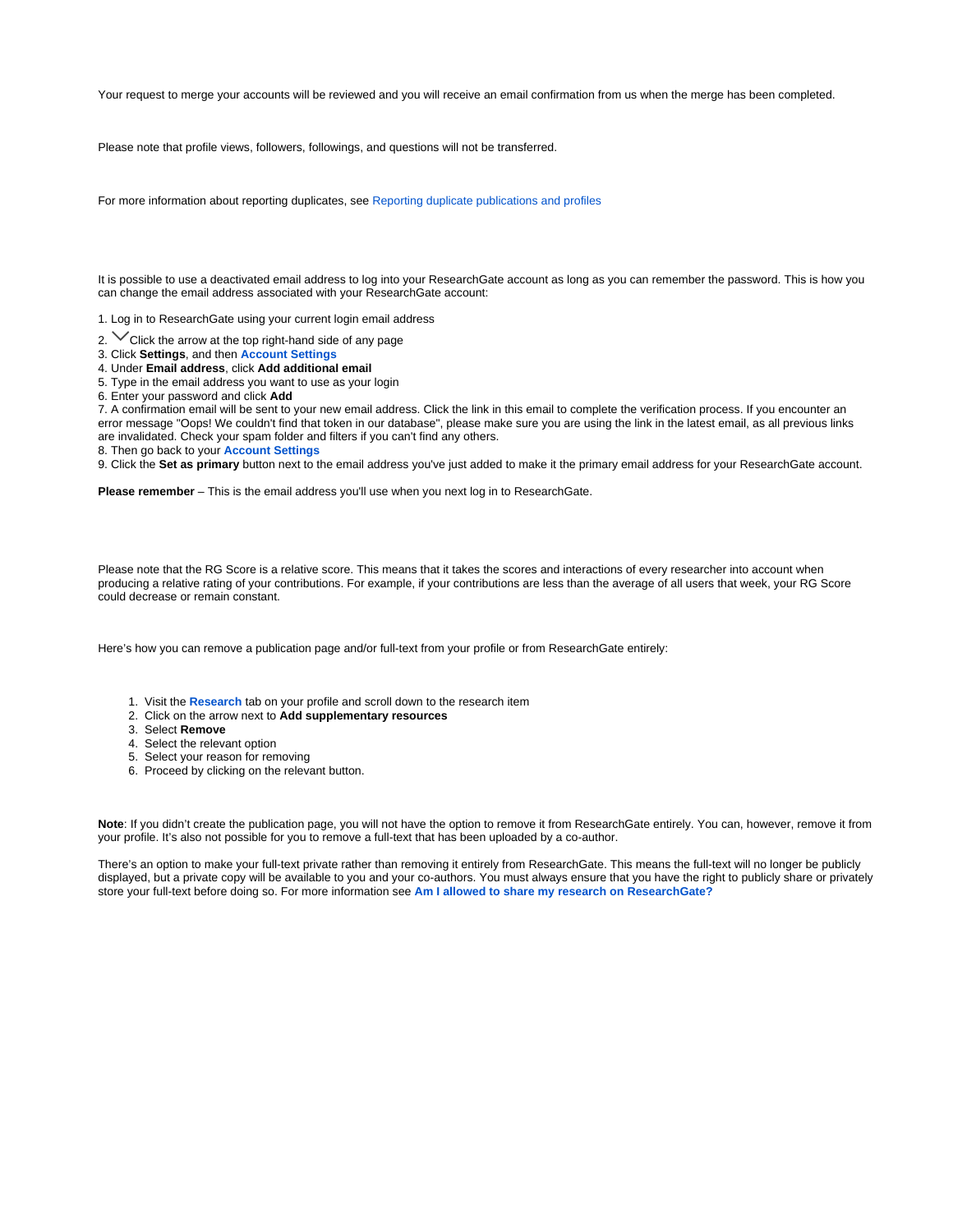Your request to merge your accounts will be reviewed and you will receive an email confirmation from us when the merge has been completed.

Please note that profile views, followers, followings, and questions will not be transferred.

For more information about reporting duplicates, see Reporting duplicate publications and profiles

It is possible to use a deactivated email address to log into your ResearchGate account as long as you can remember the password. This is how you can change the email address associated with your ResearchGate account:

1. Log in to ResearchGate using your current login email address
2. Click the arrow at the top right-hand side of any page
3. Click **Settings**, and then **Account Settings**
4. Under **Email address**, click **Add additional email**
5. Type in the email address you want to use as your login
6. Enter your password and click **Add**
7. A confirmation email will be sent to your new email address. Click the link in this email to complete the verification process. If you encounter an error message "Oops! We couldn't find that token in our database", please make sure you are using the link in the latest email, as all previous links are invalidated. Check your spam folder and filters if you can't find any others.
8. Then go back to your **Account Settings**
9. Click the **Set as primary** button next to the email address you've just added to make it the primary email address for your ResearchGate account.

**Please remember** – This is the email address you'll use when you next log in to ResearchGate.

Please note that the RG Score is a relative score. This means that it takes the scores and interactions of every researcher into account when producing a relative rating of your contributions. For example, if your contributions are less than the average of all users that week, your RG Score could decrease or remain constant.

Here's how you can remove a publication page and/or full-text from your profile or from ResearchGate entirely:

1. Visit the **Research** tab on your profile and scroll down to the research item
2. Click on the arrow next to **Add supplementary resources**
3. Select **Remove**
4. Select the relevant option
5. Select your reason for removing
6. Proceed by clicking on the relevant button.

**Note**: If you didn't create the publication page, you will not have the option to remove it from ResearchGate entirely. You can, however, remove it from your profile. It's also not possible for you to remove a full-text that has been uploaded by a co-author.

There's an option to make your full-text private rather than removing it entirely from ResearchGate. This means the full-text will no longer be publicly displayed, but a private copy will be available to you and your co-authors. You must always ensure that you have the right to publicly share or privately store your full-text before doing so. For more information see **Am I allowed to share my research on ResearchGate?**